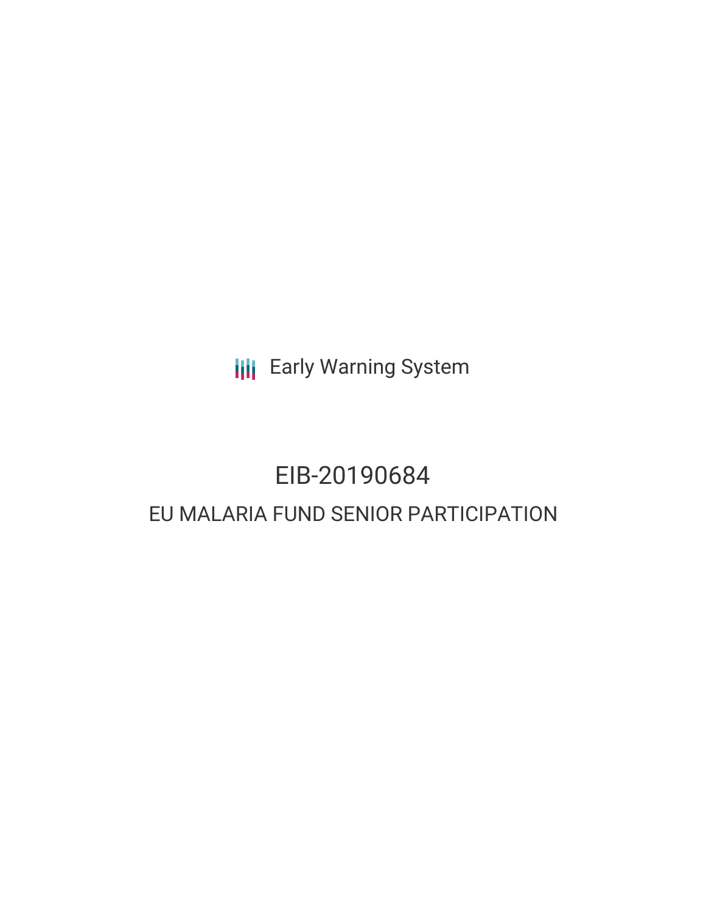Early Warning System

# EIB-20190684

## EU MALARIA FUND SENIOR PARTICIPATION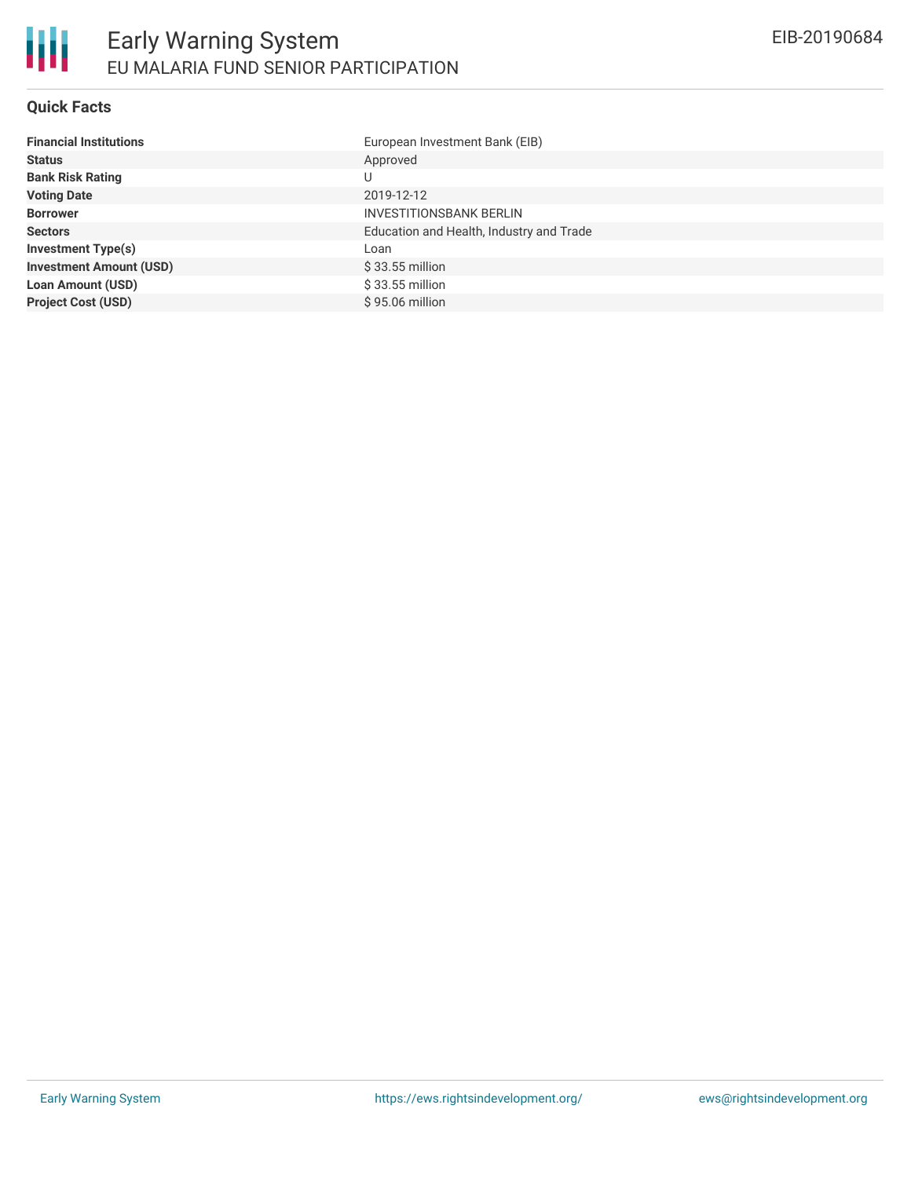# Early Warning System
## EU MALARIA FUND SENIOR PARTICIPATION

EIB-20190684

### Quick Facts

| | |
|---|---|
| **Financial Institutions** | European Investment Bank (EIB) |
| **Status** | Approved |
| **Bank Risk Rating** | U |
| **Voting Date** | 2019-12-12 |
| **Borrower** | INVESTITIONSBANK BERLIN |
| **Sectors** | Education and Health, Industry and Trade |
| **Investment Type(s)** | Loan |
| **Investment Amount (USD)** | $ 33.55 million |
| **Loan Amount (USD)** | $ 33.55 million |
| **Project Cost (USD)** | $ 95.06 million |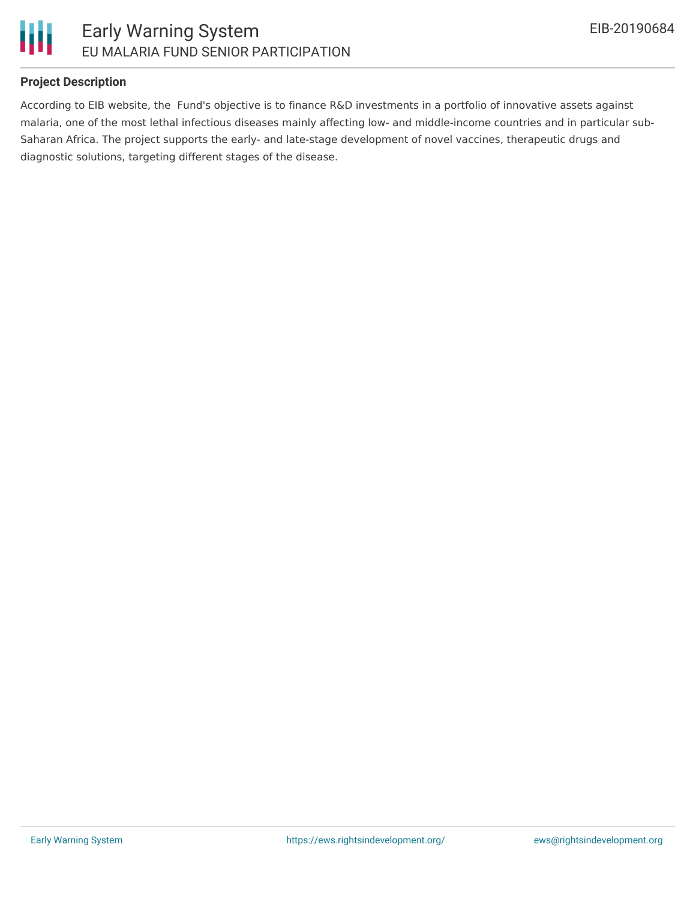## Project Description

According to EIB website, the Fund's objective is to finance R&D investments in a portfolio of innovative assets against malaria, one of the most lethal infectious diseases mainly affecting low- and middle-income countries and in particular sub-Saharan Africa. The project supports the early- and late-stage development of novel vaccines, therapeutic drugs and diagnostic solutions, targeting different stages of the disease.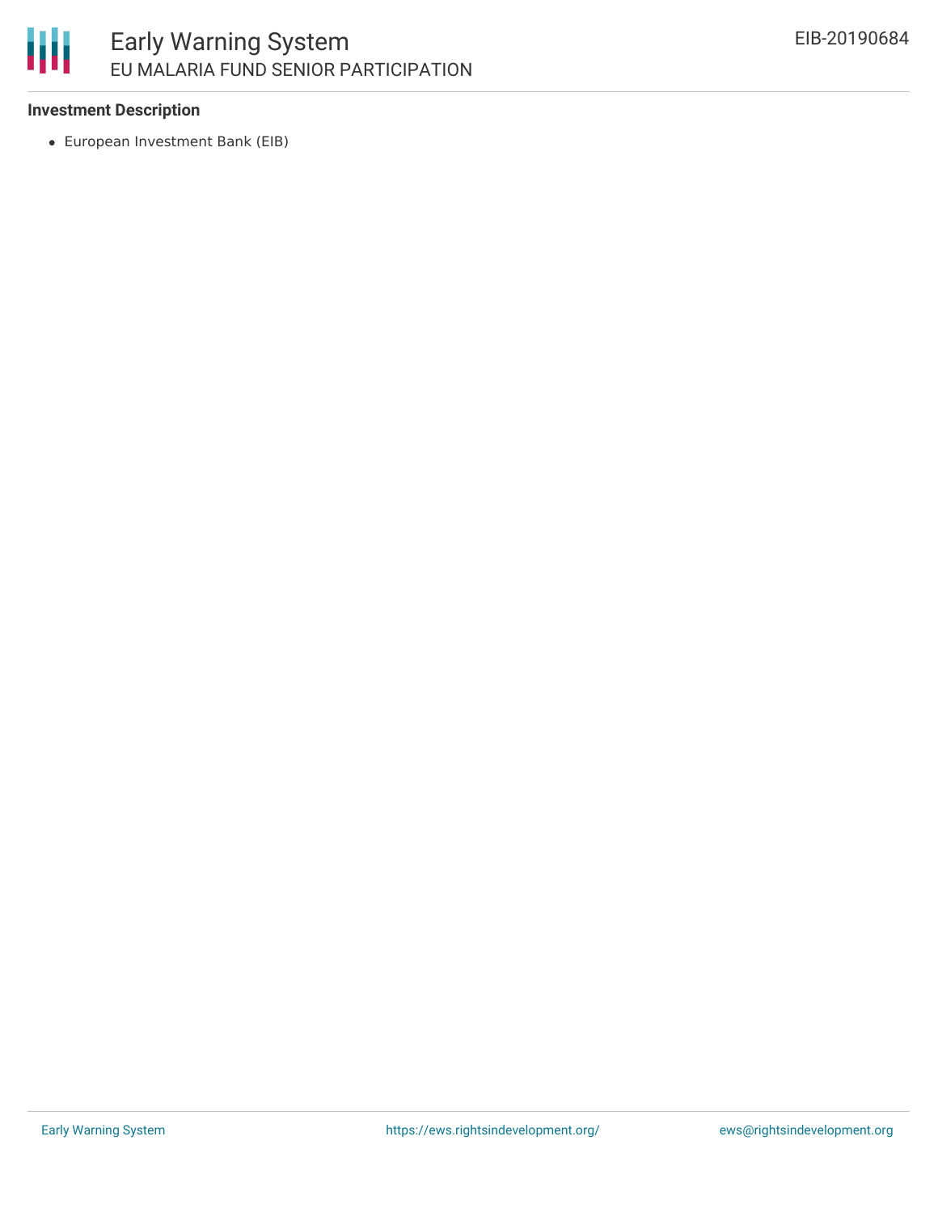**Investment Description**

- European Investment Bank (EIB)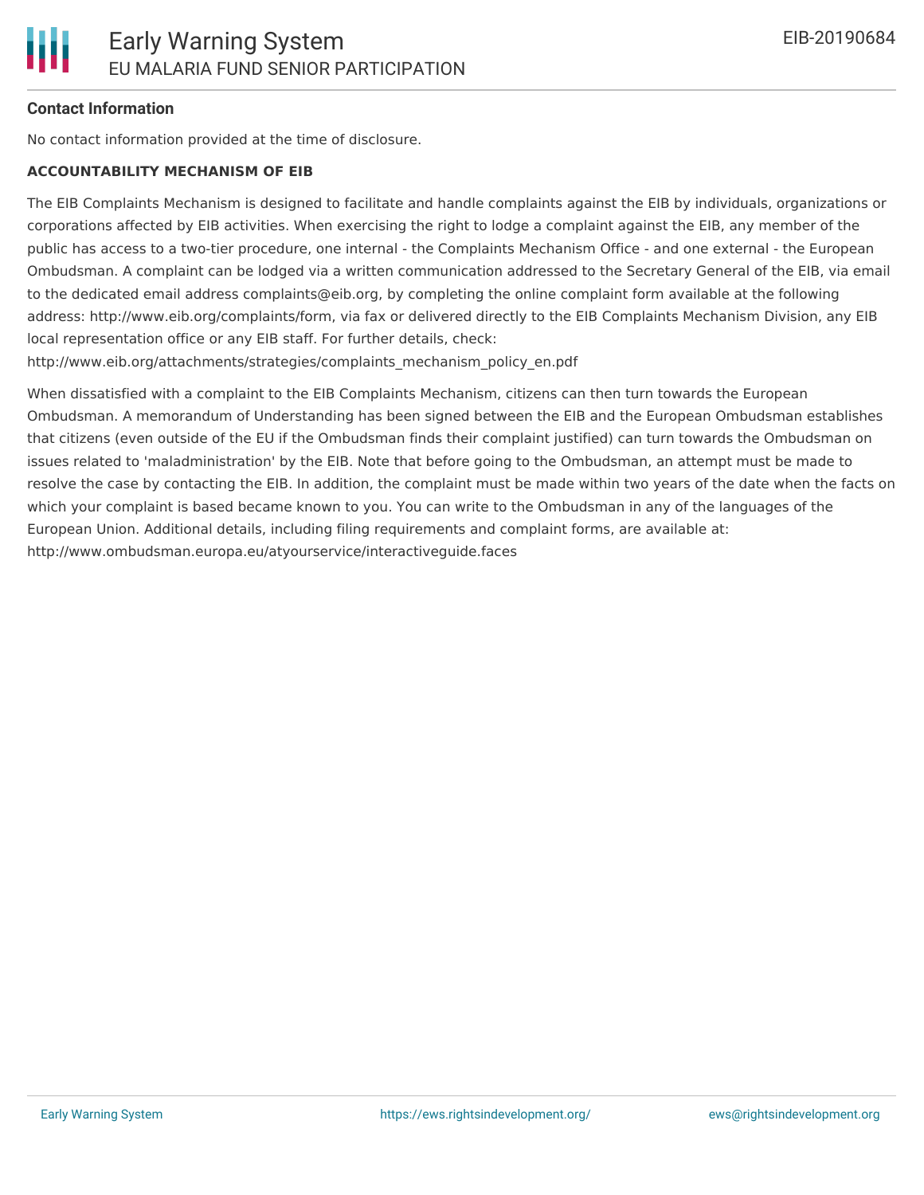#### Contact Information

No contact information provided at the time of disclosure.

**ACCOUNTABILITY MECHANISM OF EIB**

The EIB Complaints Mechanism is designed to facilitate and handle complaints against the EIB by individuals, organizations or corporations affected by EIB activities. When exercising the right to lodge a complaint against the EIB, any member of the public has access to a two-tier procedure, one internal - the Complaints Mechanism Office - and one external - the European Ombudsman. A complaint can be lodged via a written communication addressed to the Secretary General of the EIB, via email to the dedicated email address complaints@eib.org, by completing the online complaint form available at the following address: http://www.eib.org/complaints/form, via fax or delivered directly to the EIB Complaints Mechanism Division, any EIB local representation office or any EIB staff. For further details, check: http://www.eib.org/attachments/strategies/complaints_mechanism_policy_en.pdf

When dissatisfied with a complaint to the EIB Complaints Mechanism, citizens can then turn towards the European Ombudsman. A memorandum of Understanding has been signed between the EIB and the European Ombudsman establishes that citizens (even outside of the EU if the Ombudsman finds their complaint justified) can turn towards the Ombudsman on issues related to 'maladministration' by the EIB. Note that before going to the Ombudsman, an attempt must be made to resolve the case by contacting the EIB. In addition, the complaint must be made within two years of the date when the facts on which your complaint is based became known to you. You can write to the Ombudsman in any of the languages of the European Union. Additional details, including filing requirements and complaint forms, are available at: http://www.ombudsman.europa.eu/atyourservice/interactiveguide.faces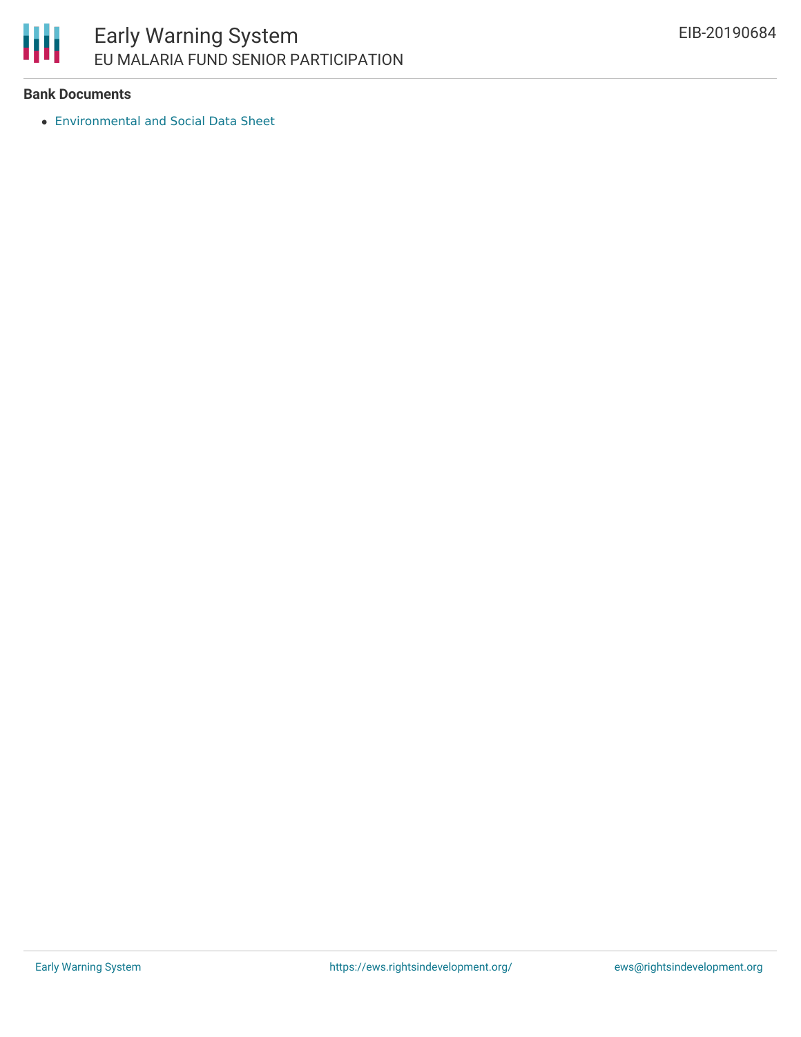**Bank Documents**

- Environmental and Social Data Sheet